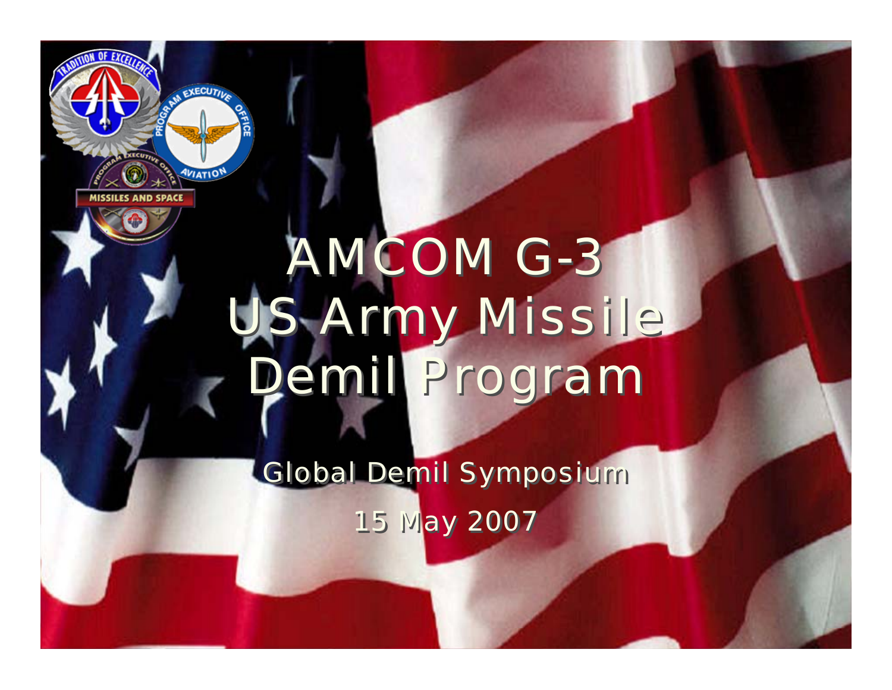# AMCOM G-3 US Army Missile Demil Program

Global Demil Symposium

15 May 2007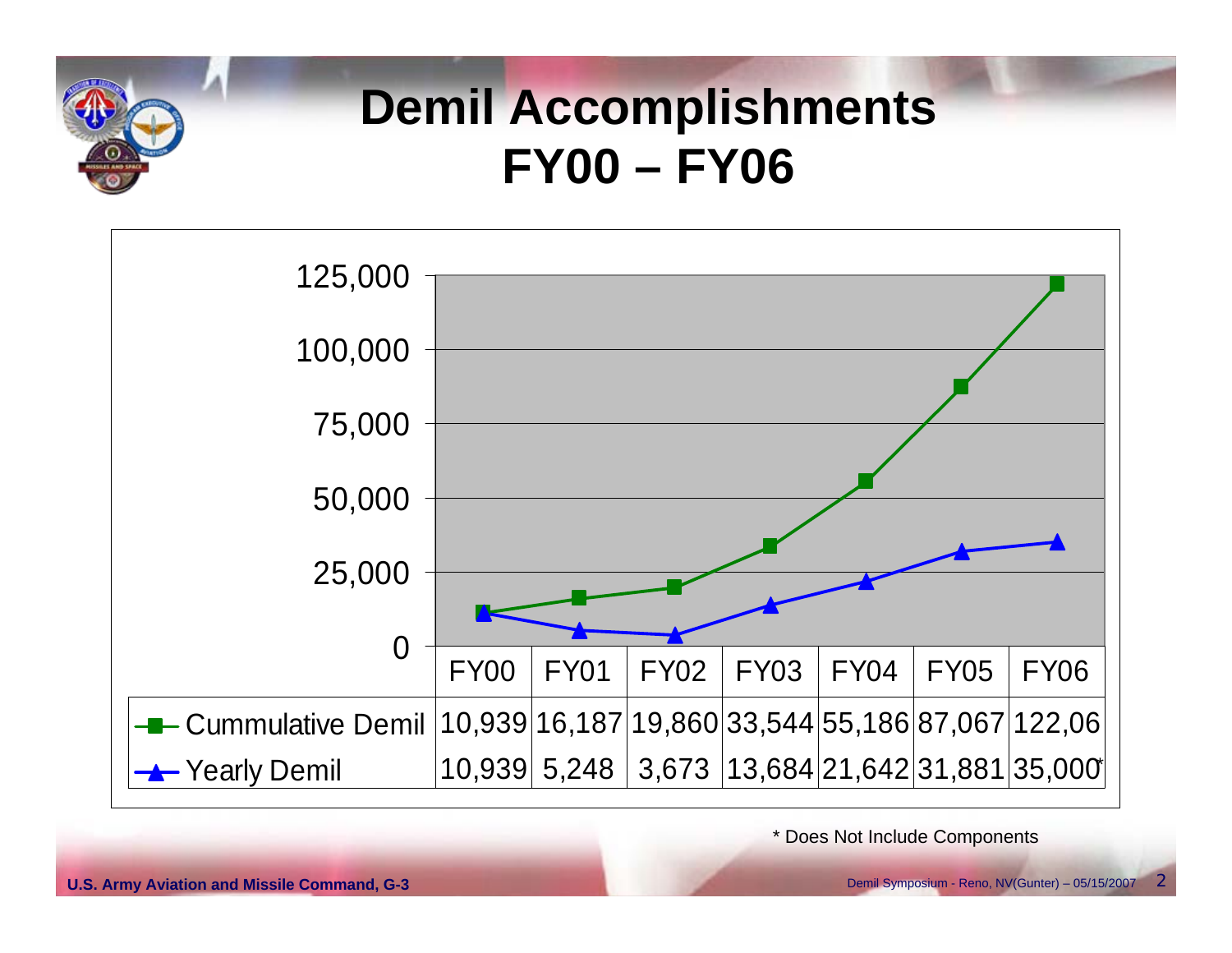# Demil Accomplishments FY00 – FY06

| | FY00 | FY01 | FY02 | FY03 | FY04 | FY05 | FY06 |
|---|---|---|---|---|---|---|---|
| Cummulative Demil | 10,939 | 16,187 | 19,860 | 33,544 | 55,186 | 87,067 | 122,06 |
| Yearly Demil | 10,939 | 5,248 | 3,673 | 13,684 | 21,642 | 31,881 | 35,000* |

\* Does Not Include Components

U.S. Army Aviation and Missile Command, G-3

Demil Symposium - Reno, NV(Gunter) – 05/15/2007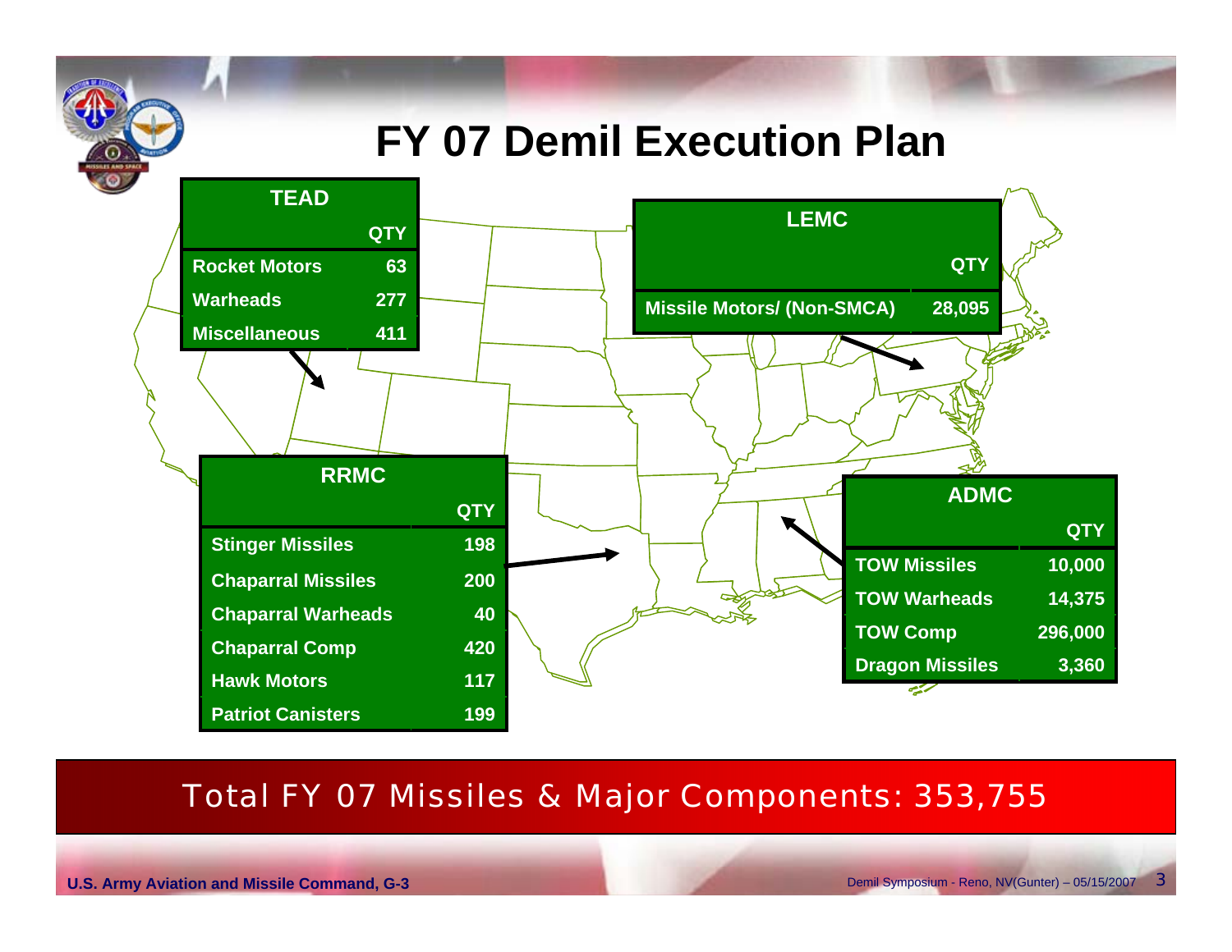# FY 07 Demil Execution Plan

| TEAD | QTY |
|---|---|
| Rocket Motors | 63 |
| Warheads | 277 |
| Miscellaneous | 411 |

| LEMC | QTY |
|---|---|
| Missile Motors/ (Non-SMCA) | 28,095 |

| RRMC | QTY |
|---|---|
| Stinger Missiles | 198 |
| Chaparral Missiles | 200 |
| Chaparral Warheads | 40 |
| Chaparral Comp | 420 |
| Hawk Motors | 117 |
| Patriot Canisters | 199 |

| ADMC | QTY |
|---|---|
| TOW Missiles | 10,000 |
| TOW Warheads | 14,375 |
| TOW Comp | 296,000 |
| Dragon Missiles | 3,360 |

Total FY 07 Missiles & Major Components: 353,755

U.S. Army Aviation and Missile Command, G-3

Demil Symposium - Reno, NV(Gunter) – 05/15/2007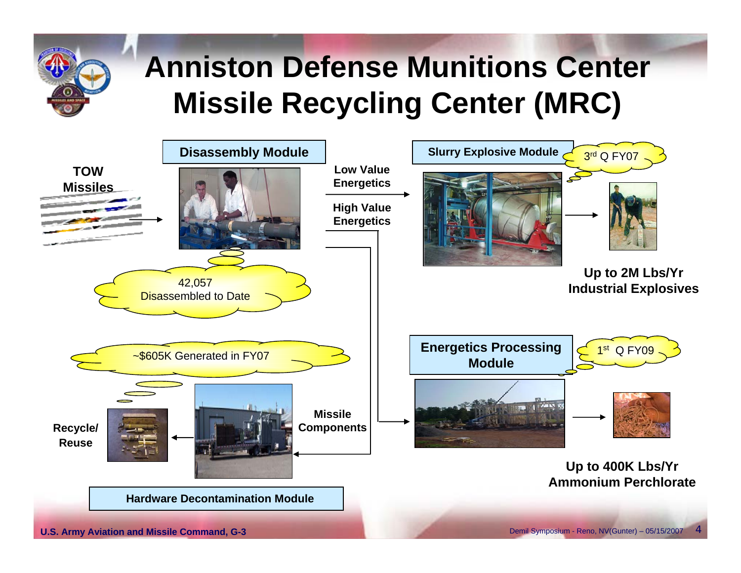# Anniston Defense Munitions Center
# Missile Recycling Center (MRC)

**TOW Missiles**

**Disassembly Module**

42,057 Disassembled to Date

**Low Value Energetics**

**High Value Energetics**

**Slurry Explosive Module**

3rd Q FY07

**Up to 2M Lbs/Yr Industrial Explosives**

**Energetics Processing Module**

1st Q FY09

**Up to 400K Lbs/Yr Ammonium Perchlorate**

~$605K Generated in FY07

**Missile Components**

**Recycle/ Reuse**

**Hardware Decontamination Module**

**U.S. Army Aviation and Missile Command, G-3**

Demil Symposium - Reno, NV(Gunter) – 05/15/2007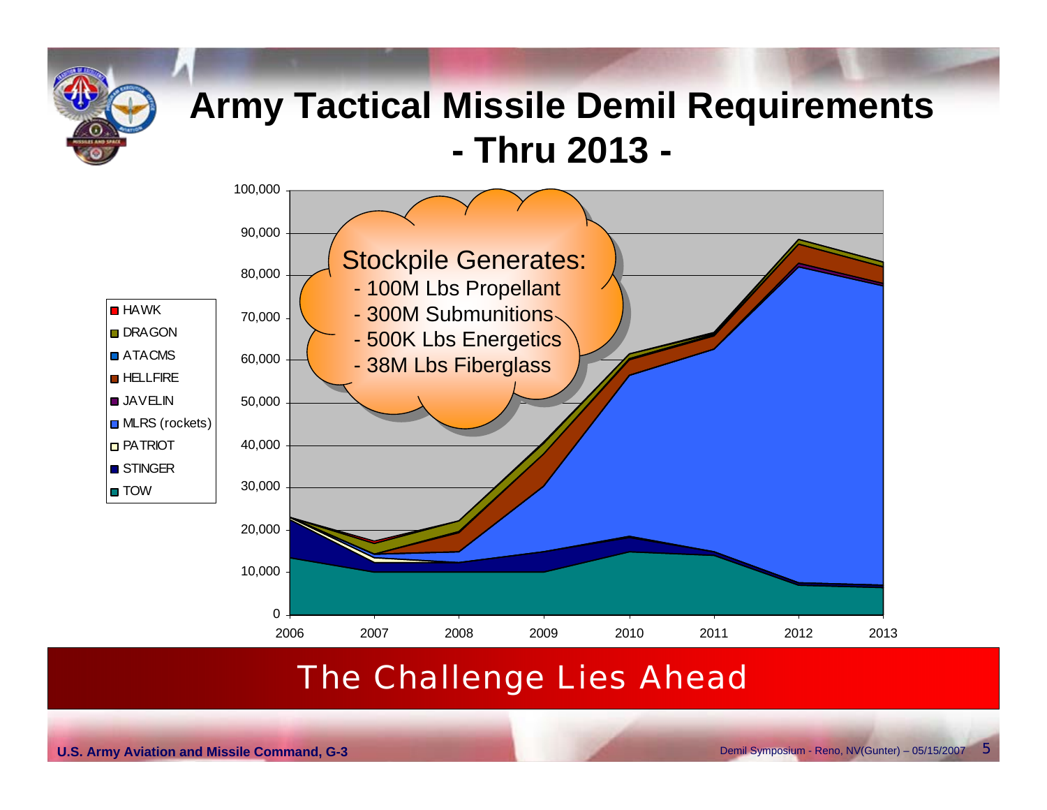# Army Tactical Missile Demil Requirements
## - Thru 2013 -

Stockpile Generates:
- 100M Lbs Propellant
- 300M Submunitions
- 500K Lbs Energetics
- 38M Lbs Fiberglass

Legend: HAWK, DRAGON, ATACMS, HELLFIRE, JAVELIN, MLRS (rockets), PATRIOT, STINGER, TOW

Y-axis: 0 – 100,000; X-axis: 2006 – 2013

The Challenge Lies Ahead

U.S. Army Aviation and Missile Command, G-3

Demil Symposium - Reno, NV(Gunter) – 05/15/2007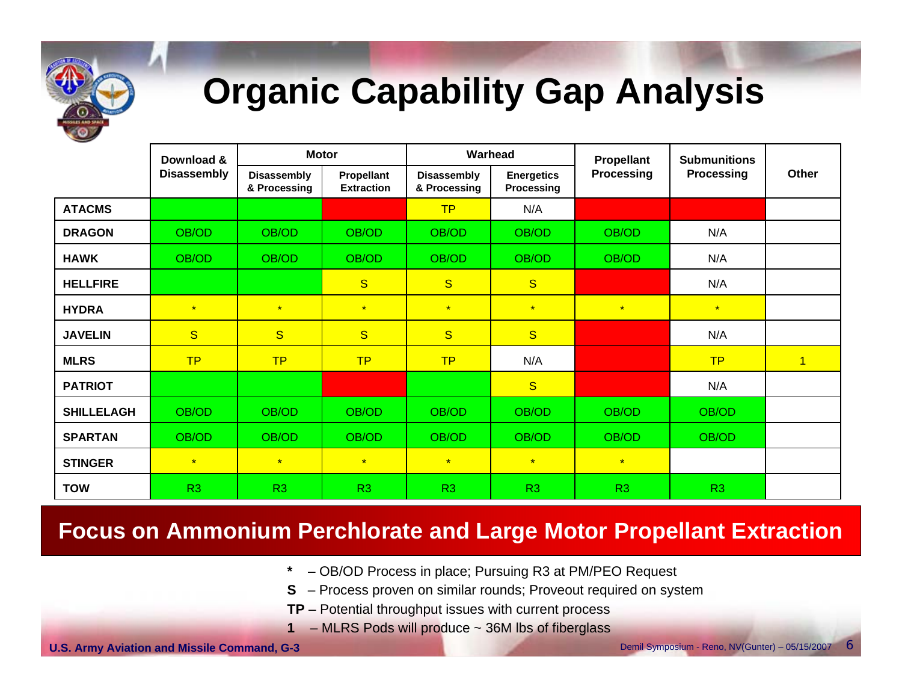# Organic Capability Gap Analysis

| | Download & Disassembly | Motor | | Warhead | | Propellant Processing | Submunitions Processing | Other |
|---|---|---|---|---|---|---|---|---|
| | | Disassembly & Processing | Propellant Extraction | Disassembly & Processing | Energetics Processing | | | |
| **ATACMS** | | | | TP | N/A | | | |
| **DRAGON** | OB/OD | OB/OD | OB/OD | OB/OD | OB/OD | OB/OD | N/A | |
| **HAWK** | OB/OD | OB/OD | OB/OD | OB/OD | OB/OD | OB/OD | N/A | |
| **HELLFIRE** | | | S | S | S | | N/A | |
| **HYDRA** | * | * | * | * | * | * | * | |
| **JAVELIN** | S | S | S | S | S | | N/A | |
| **MLRS** | TP | TP | TP | TP | N/A | | TP | 1 |
| **PATRIOT** | | | | | S | | N/A | |
| **SHILLELAGH** | OB/OD | OB/OD | OB/OD | OB/OD | OB/OD | OB/OD | OB/OD | |
| **SPARTAN** | OB/OD | OB/OD | OB/OD | OB/OD | OB/OD | OB/OD | OB/OD | |
| **STINGER** | * | * | * | * | * | * | | |
| **TOW** | R3 | R3 | R3 | R3 | R3 | R3 | R3 | |

**Focus on Ammonium Perchlorate and Large Motor Propellant Extraction**

- **\*** – OB/OD Process in place; Pursuing R3 at PM/PEO Request
- **S** – Process proven on similar rounds; Proveout required on system
- **TP** – Potential throughput issues with current process
- **1** – MLRS Pods will produce ~ 36M lbs of fiberglass

U.S. Army Aviation and Missile Command, G-3

Demil Symposium - Reno, NV(Gunter) – 05/15/2007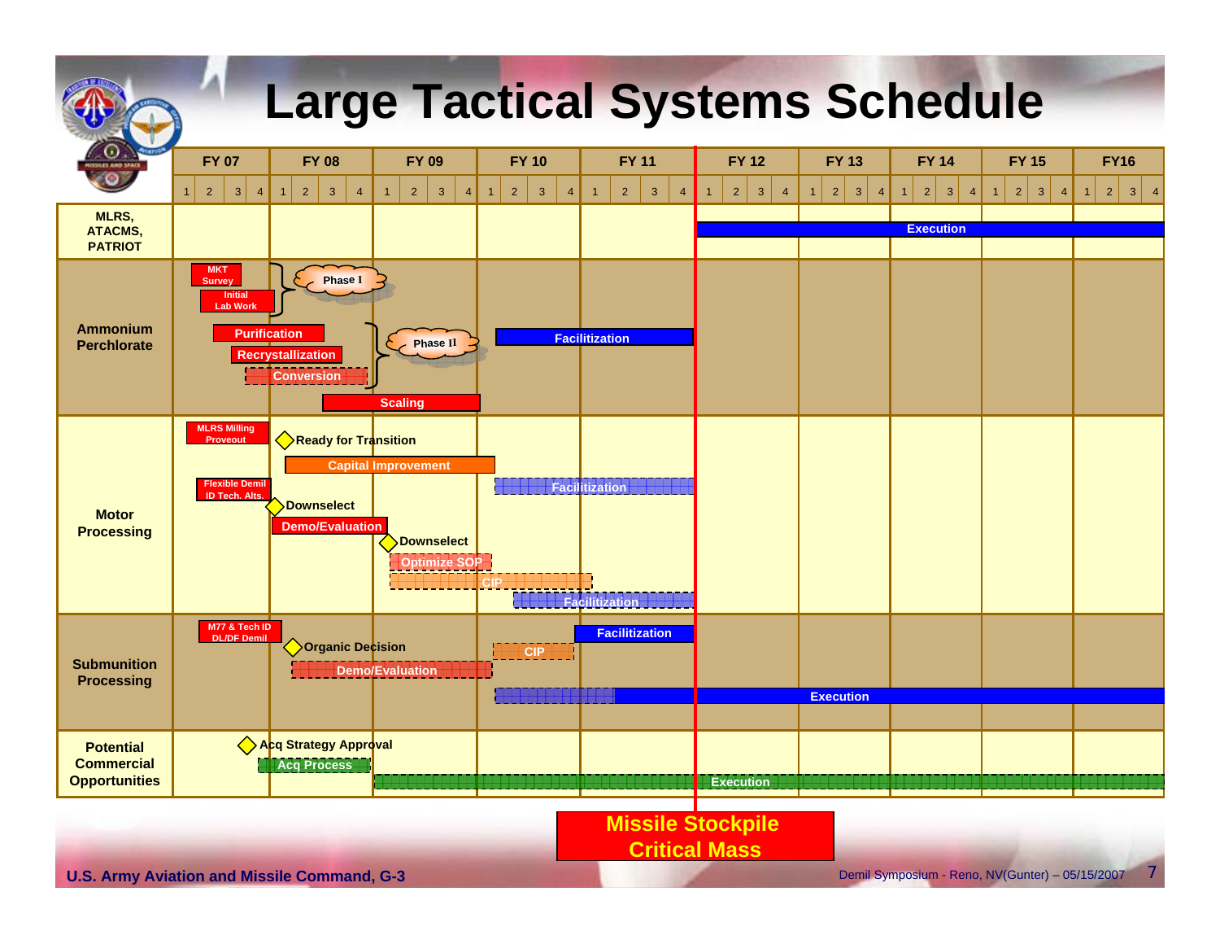# Large Tactical Systems Schedule

| | FY 07 | FY 08 | FY 09 | FY 10 | FY 11 | FY 12 | FY 13 | FY 14 | FY 15 | FY16 |
|---|---|---|---|---|---|---|---|---|---|---|
| | 1 2 3 4 | 1 2 3 4 | 1 2 3 4 | 1 2 3 4 | 1 2 3 4 | 1 2 3 4 | 1 2 3 4 | 1 2 3 4 | 1 2 3 4 | 1 2 3 4 |
| **MLRS, ATACMS, PATRIOT** | | | | | | Execution | Execution | Execution | Execution | Execution |
| **Ammonium Perchlorate** | MKT Survey; Initial Lab Work (Phase I); Purification; Recrystallization; Conversion (Phase II) | Phase I; Purification; Recrystallization; Conversion; Scaling | Phase II; Scaling | Facilitization | Facilitization | | | | | |
| **Motor Processing** | MLRS Milling Proveout; Flexible Demil ID Tech. Alts.; Downselect | Ready for Transition; Capital Improvement; Demo/Evaluation | Capital Improvement; Downselect; Optimize SOP; CIP | Facilitization; CIP; Facilitization | Facilitization; CIP; Facilitization | | | | | |
| **Submunition Processing** | M77 & Tech ID DL/DF Demil | Organic Decision; Demo/Evaluation | Demo/Evaluation | CIP; Execution | Facilitization; Execution | Execution | Execution | Execution | Execution | Execution |
| **Potential Commercial Opportunities** | | Acq Strategy Approval; Acq Process | Execution | Execution | Execution | Execution | Execution | Execution | Execution | Execution |

**Missile Stockpile Critical Mass**

U.S. Army Aviation and Missile Command, G-3

Demil Symposium - Reno, NV(Gunter) – 05/15/2007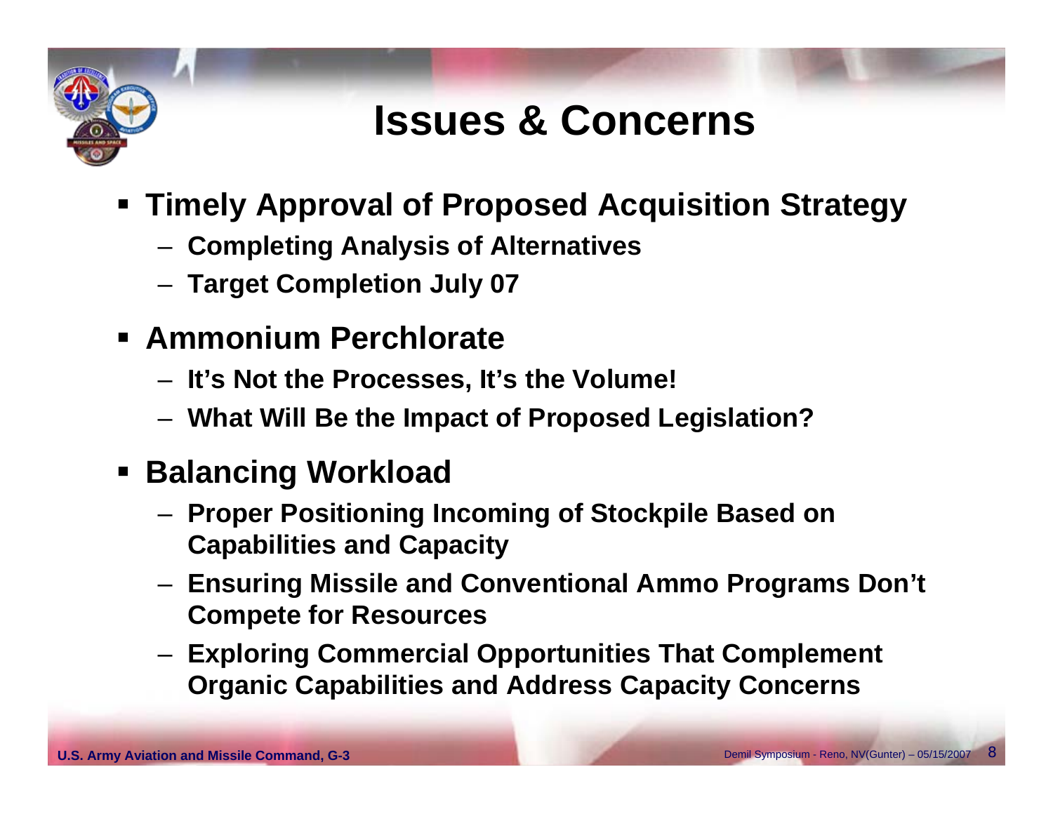# Issues & Concerns

- **Timely Approval of Proposed Acquisition Strategy**
  - **Completing Analysis of Alternatives**
  - **Target Completion July 07**
- **Ammonium Perchlorate**
  - **It's Not the Processes, It's the Volume!**
  - **What Will Be the Impact of Proposed Legislation?**
- **Balancing Workload**
  - **Proper Positioning Incoming of Stockpile Based on Capabilities and Capacity**
  - **Ensuring Missile and Conventional Ammo Programs Don't Compete for Resources**
  - **Exploring Commercial Opportunities That Complement Organic Capabilities and Address Capacity Concerns**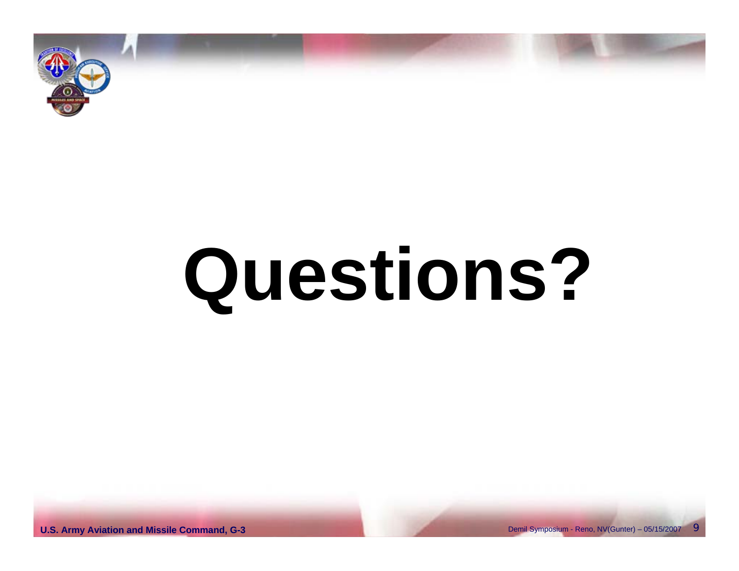# Questions?